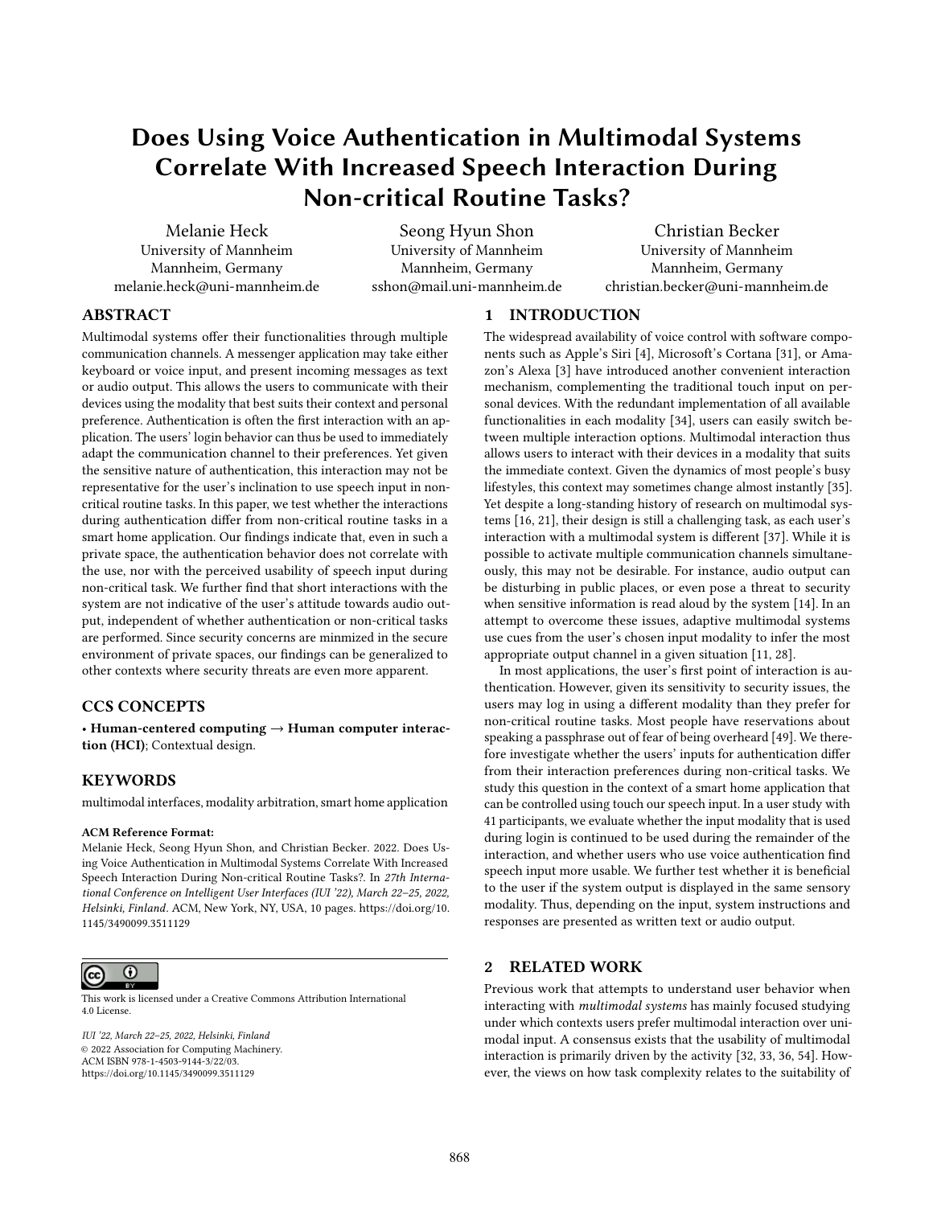# Does Using Voice Authentication in Multimodal Systems Correlate With Increased Speech Interaction During Non-critical Routine Tasks?

Melanie Heck
University of Mannheim
Mannheim, Germany
melanie.heck@uni-mannheim.de

Seong Hyun Shon
University of Mannheim
Mannheim, Germany
sshon@mail.uni-mannheim.de

Christian Becker
University of Mannheim
Mannheim, Germany
christian.becker@uni-mannheim.de

## ABSTRACT

Multimodal systems offer their functionalities through multiple communication channels. A messenger application may take either keyboard or voice input, and present incoming messages as text or audio output. This allows the users to communicate with their devices using the modality that best suits their context and personal preference. Authentication is often the first interaction with an application. The users' login behavior can thus be used to immediately adapt the communication channel to their preferences. Yet given the sensitive nature of authentication, this interaction may not be representative for the user's inclination to use speech input in non-critical routine tasks. In this paper, we test whether the interactions during authentication differ from non-critical routine tasks in a smart home application. Our findings indicate that, even in such a private space, the authentication behavior does not correlate with the use, nor with the perceived usability of speech input during non-critical task. We further find that short interactions with the system are not indicative of the user's attitude towards audio output, independent of whether authentication or non-critical tasks are performed. Since security concerns are minmized in the secure environment of private spaces, our findings can be generalized to other contexts where security threats are even more apparent.

## CCS CONCEPTS

• **Human-centered computing → Human computer interaction (HCI)**; Contextual design.

## KEYWORDS

multimodal interfaces, modality arbitration, smart home application

**ACM Reference Format:**
Melanie Heck, Seong Hyun Shon, and Christian Becker. 2022. Does Using Voice Authentication in Multimodal Systems Correlate With Increased Speech Interaction During Non-critical Routine Tasks?. In *27th International Conference on Intelligent User Interfaces (IUI '22), March 22–25, 2022, Helsinki, Finland.* ACM, New York, NY, USA, 10 pages. https://doi.org/10.1145/3490099.3511129

This work is licensed under a Creative Commons Attribution International 4.0 License.

*IUI '22, March 22–25, 2022, Helsinki, Finland*
© 2022 Association for Computing Machinery.
ACM ISBN 978-1-4503-9144-3/22/03.
https://doi.org/10.1145/3490099.3511129

## 1 INTRODUCTION

The widespread availability of voice control with software components such as Apple's Siri [4], Microsoft's Cortana [31], or Amazon's Alexa [3] have introduced another convenient interaction mechanism, complementing the traditional touch input on personal devices. With the redundant implementation of all available functionalities in each modality [34], users can easily switch between multiple interaction options. Multimodal interaction thus allows users to interact with their devices in a modality that suits the immediate context. Given the dynamics of most people's busy lifestyles, this context may sometimes change almost instantly [35]. Yet despite a long-standing history of research on multimodal systems [16, 21], their design is still a challenging task, as each user's interaction with a multimodal system is different [37]. While it is possible to activate multiple communication channels simultaneously, this may not be desirable. For instance, audio output can be disturbing in public places, or even pose a threat to security when sensitive information is read aloud by the system [14]. In an attempt to overcome these issues, adaptive multimodal systems use cues from the user's chosen input modality to infer the most appropriate output channel in a given situation [11, 28].

In most applications, the user's first point of interaction is authentication. However, given its sensitivity to security issues, the users may log in using a different modality than they prefer for non-critical routine tasks. Most people have reservations about speaking a passphrase out of fear of being overheard [49]. We therefore investigate whether the users' inputs for authentication differ from their interaction preferences during non-critical tasks. We study this question in the context of a smart home application that can be controlled using touch our speech input. In a user study with 41 participants, we evaluate whether the input modality that is used during login is continued to be used during the remainder of the interaction, and whether users who use voice authentication find speech input more usable. We further test whether it is beneficial to the user if the system output is displayed in the same sensory modality. Thus, depending on the input, system instructions and responses are presented as written text or audio output.

## 2 RELATED WORK

Previous work that attempts to understand user behavior when interacting with *multimodal systems* has mainly focused studying under which contexts users prefer multimodal interaction over unimodal input. A consensus exists that the usability of multimodal interaction is primarily driven by the activity [32, 33, 36, 54]. However, the views on how task complexity relates to the suitability of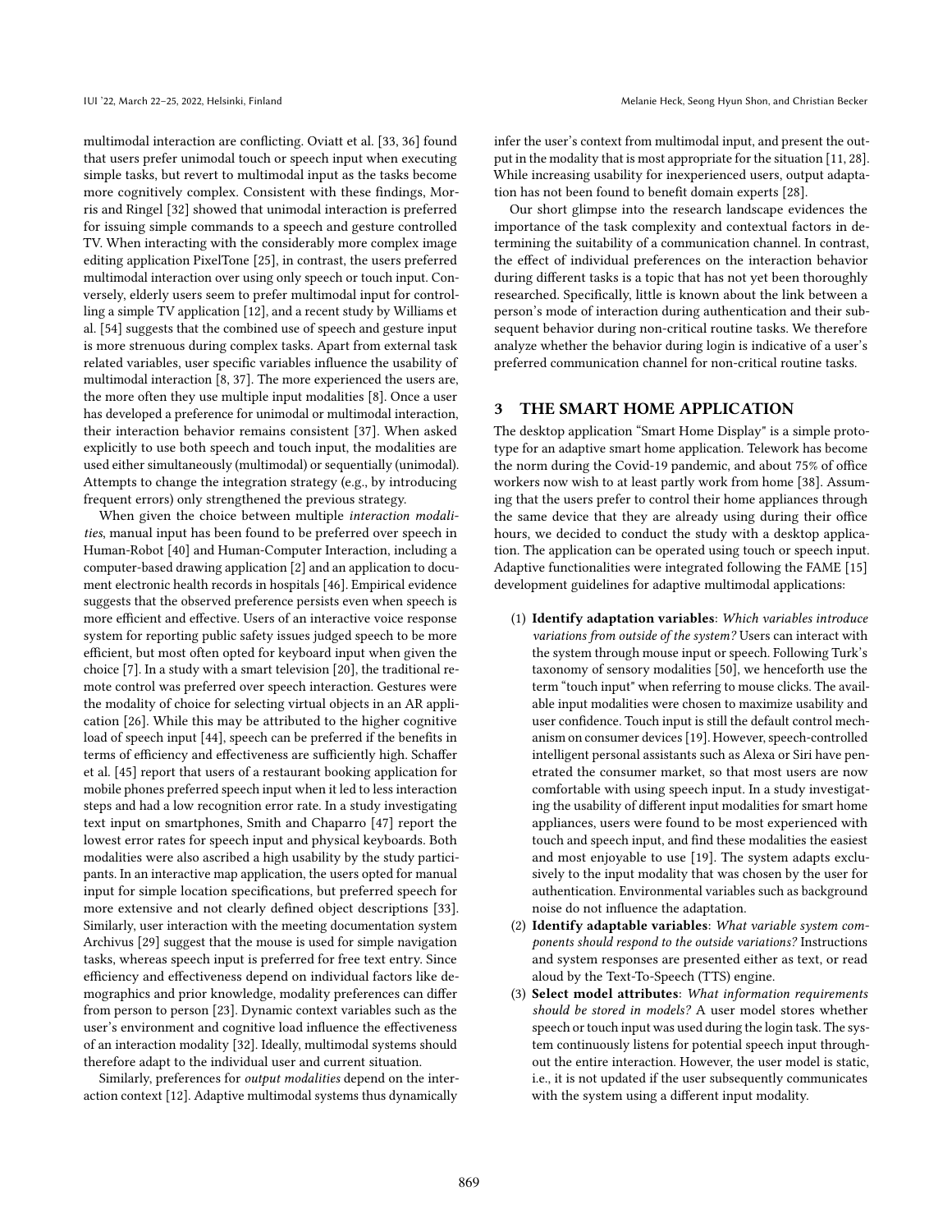multimodal interaction are conflicting. Oviatt et al. [33, 36] found that users prefer unimodal touch or speech input when executing simple tasks, but revert to multimodal input as the tasks become more cognitively complex. Consistent with these findings, Morris and Ringel [32] showed that unimodal interaction is preferred for issuing simple commands to a speech and gesture controlled TV. When interacting with the considerably more complex image editing application PixelTone [25], in contrast, the users preferred multimodal interaction over using only speech or touch input. Conversely, elderly users seem to prefer multimodal input for controlling a simple TV application [12], and a recent study by Williams et al. [54] suggests that the combined use of speech and gesture input is more strenuous during complex tasks. Apart from external task related variables, user specific variables influence the usability of multimodal interaction [8, 37]. The more experienced the users are, the more often they use multiple input modalities [8]. Once a user has developed a preference for unimodal or multimodal interaction, their interaction behavior remains consistent [37]. When asked explicitly to use both speech and touch input, the modalities are used either simultaneously (multimodal) or sequentially (unimodal). Attempts to change the integration strategy (e.g., by introducing frequent errors) only strengthened the previous strategy.

When given the choice between multiple *interaction modalities*, manual input has been found to be preferred over speech in Human-Robot [40] and Human-Computer Interaction, including a computer-based drawing application [2] and an application to document electronic health records in hospitals [46]. Empirical evidence suggests that the observed preference persists even when speech is more efficient and effective. Users of an interactive voice response system for reporting public safety issues judged speech to be more efficient, but most often opted for keyboard input when given the choice [7]. In a study with a smart television [20], the traditional remote control was preferred over speech interaction. Gestures were the modality of choice for selecting virtual objects in an AR application [26]. While this may be attributed to the higher cognitive load of speech input [44], speech can be preferred if the benefits in terms of efficiency and effectiveness are sufficiently high. Schaffer et al. [45] report that users of a restaurant booking application for mobile phones preferred speech input when it led to less interaction steps and had a low recognition error rate. In a study investigating text input on smartphones, Smith and Chaparro [47] report the lowest error rates for speech input and physical keyboards. Both modalities were also ascribed a high usability by the study participants. In an interactive map application, the users opted for manual input for simple location specifications, but preferred speech for more extensive and not clearly defined object descriptions [33]. Similarly, user interaction with the meeting documentation system Archivus [29] suggest that the mouse is used for simple navigation tasks, whereas speech input is preferred for free text entry. Since efficiency and effectiveness depend on individual factors like demographics and prior knowledge, modality preferences can differ from person to person [23]. Dynamic context variables such as the user's environment and cognitive load influence the effectiveness of an interaction modality [32]. Ideally, multimodal systems should therefore adapt to the individual user and current situation.

Similarly, preferences for *output modalities* depend on the interaction context [12]. Adaptive multimodal systems thus dynamically infer the user's context from multimodal input, and present the output in the modality that is most appropriate for the situation [11, 28]. While increasing usability for inexperienced users, output adaptation has not been found to benefit domain experts [28].

Our short glimpse into the research landscape evidences the importance of the task complexity and contextual factors in determining the suitability of a communication channel. In contrast, the effect of individual preferences on the interaction behavior during different tasks is a topic that has not yet been thoroughly researched. Specifically, little is known about the link between a person's mode of interaction during authentication and their subsequent behavior during non-critical routine tasks. We therefore analyze whether the behavior during login is indicative of a user's preferred communication channel for non-critical routine tasks.

## 3 THE SMART HOME APPLICATION

The desktop application "Smart Home Display" is a simple prototype for an adaptive smart home application. Telework has become the norm during the Covid-19 pandemic, and about 75% of office workers now wish to at least partly work from home [38]. Assuming that the users prefer to control their home appliances through the same device that they are already using during their office hours, we decided to conduct the study with a desktop application. The application can be operated using touch or speech input. Adaptive functionalities were integrated following the FAME [15] development guidelines for adaptive multimodal applications:

1. **Identify adaptation variables**: *Which variables introduce variations from outside of the system?* Users can interact with the system through mouse input or speech. Following Turk's taxonomy of sensory modalities [50], we henceforth use the term "touch input" when referring to mouse clicks. The available input modalities were chosen to maximize usability and user confidence. Touch input is still the default control mechanism on consumer devices [19]. However, speech-controlled intelligent personal assistants such as Alexa or Siri have penetrated the consumer market, so that most users are now comfortable with using speech input. In a study investigating the usability of different input modalities for smart home appliances, users were found to be most experienced with touch and speech input, and find these modalities the easiest and most enjoyable to use [19]. The system adapts exclusively to the input modality that was chosen by the user for authentication. Environmental variables such as background noise do not influence the adaptation.
2. **Identify adaptable variables**: *What variable system components should respond to the outside variations?* Instructions and system responses are presented either as text, or read aloud by the Text-To-Speech (TTS) engine.
3. **Select model attributes**: *What information requirements should be stored in models?* A user model stores whether speech or touch input was used during the login task. The system continuously listens for potential speech input throughout the entire interaction. However, the user model is static, i.e., it is not updated if the user subsequently communicates with the system using a different input modality.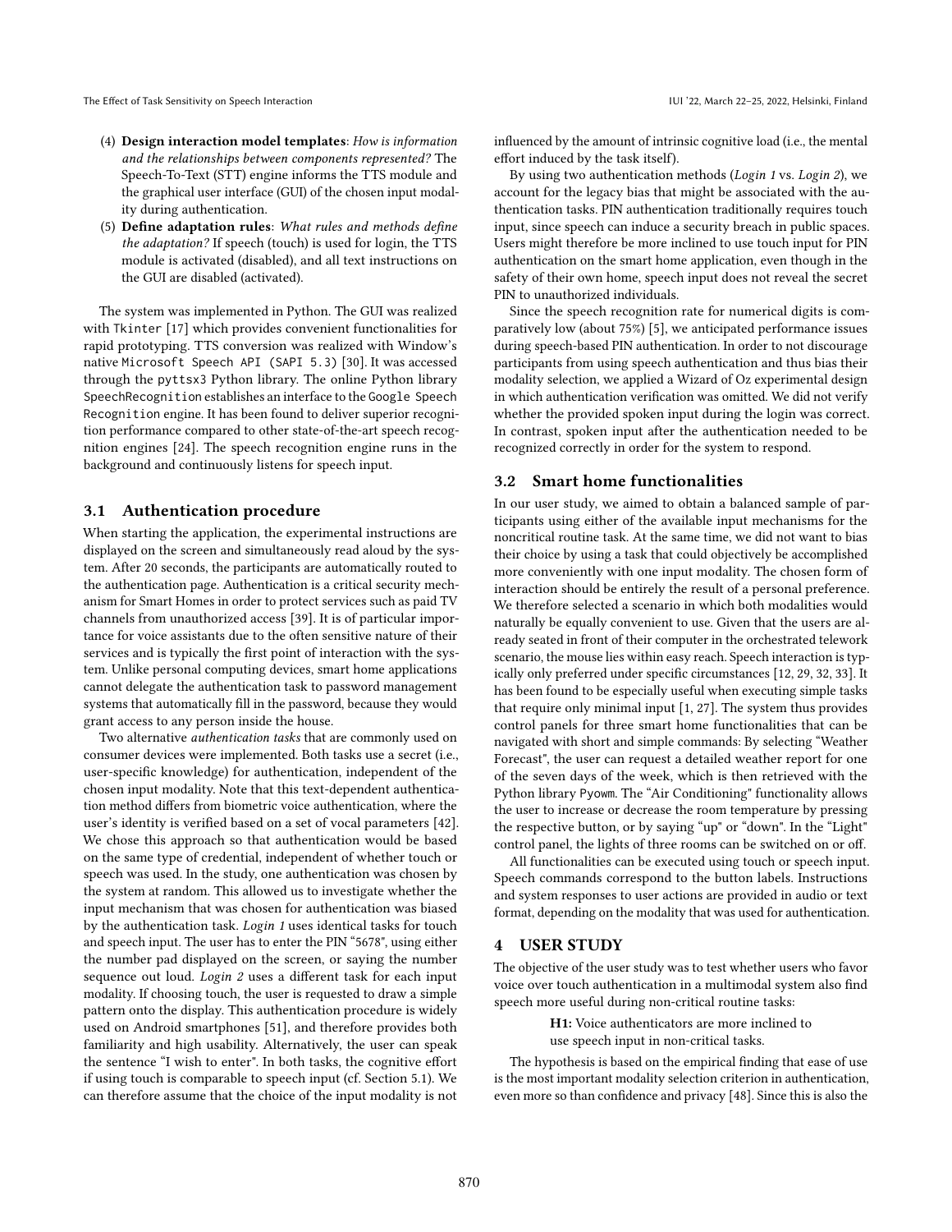(4) **Design interaction model templates**: *How is information and the relationships between components represented?* The Speech-To-Text (STT) engine informs the TTS module and the graphical user interface (GUI) of the chosen input modality during authentication.

(5) **Define adaptation rules**: *What rules and methods define the adaptation?* If speech (touch) is used for login, the TTS module is activated (disabled), and all text instructions on the GUI are disabled (activated).

The system was implemented in Python. The GUI was realized with `Tkinter` [17] which provides convenient functionalities for rapid prototyping. TTS conversion was realized with Window's native `Microsoft Speech API (SAPI 5.3)` [30]. It was accessed through the `pyttsx3` Python library. The online Python library `SpeechRecognition` establishes an interface to the `Google Speech Recognition` engine. It has been found to deliver superior recognition performance compared to other state-of-the-art speech recognition engines [24]. The speech recognition engine runs in the background and continuously listens for speech input.

## 3.1 Authentication procedure

When starting the application, the experimental instructions are displayed on the screen and simultaneously read aloud by the system. After 20 seconds, the participants are automatically routed to the authentication page. Authentication is a critical security mechanism for Smart Homes in order to protect services such as paid TV channels from unauthorized access [39]. It is of particular importance for voice assistants due to the often sensitive nature of their services and is typically the first point of interaction with the system. Unlike personal computing devices, smart home applications cannot delegate the authentication task to password management systems that automatically fill in the password, because they would grant access to any person inside the house.

Two alternative *authentication tasks* that are commonly used on consumer devices were implemented. Both tasks use a secret (i.e., user-specific knowledge) for authentication, independent of the chosen input modality. Note that this text-dependent authentication method differs from biometric voice authentication, where the user's identity is verified based on a set of vocal parameters [42]. We chose this approach so that authentication would be based on the same type of credential, independent of whether touch or speech was used. In the study, one authentication was chosen by the system at random. This allowed us to investigate whether the input mechanism that was chosen for authentication was biased by the authentication task. *Login 1* uses identical tasks for touch and speech input. The user has to enter the PIN "5678", using either the number pad displayed on the screen, or saying the number sequence out loud. *Login 2* uses a different task for each input modality. If choosing touch, the user is requested to draw a simple pattern onto the display. This authentication procedure is widely used on Android smartphones [51], and therefore provides both familiarity and high usability. Alternatively, the user can speak the sentence "I wish to enter". In both tasks, the cognitive effort if using touch is comparable to speech input (cf. Section 5.1). We can therefore assume that the choice of the input modality is not influenced by the amount of intrinsic cognitive load (i.e., the mental effort induced by the task itself).

By using two authentication methods (*Login 1* vs. *Login 2*), we account for the legacy bias that might be associated with the authentication tasks. PIN authentication traditionally requires touch input, since speech can induce a security breach in public spaces. Users might therefore be more inclined to use touch input for PIN authentication on the smart home application, even though in the safety of their own home, speech input does not reveal the secret PIN to unauthorized individuals.

Since the speech recognition rate for numerical digits is comparatively low (about 75%) [5], we anticipated performance issues during speech-based PIN authentication. In order to not discourage participants from using speech authentication and thus bias their modality selection, we applied a Wizard of Oz experimental design in which authentication verification was omitted. We did not verify whether the provided spoken input during the login was correct. In contrast, spoken input after the authentication needed to be recognized correctly in order for the system to respond.

## 3.2 Smart home functionalities

In our user study, we aimed to obtain a balanced sample of participants using either of the available input mechanisms for the noncritical routine task. At the same time, we did not want to bias their choice by using a task that could objectively be accomplished more conveniently with one input modality. The chosen form of interaction should be entirely the result of a personal preference. We therefore selected a scenario in which both modalities would naturally be equally convenient to use. Given that the users are already seated in front of their computer in the orchestrated telework scenario, the mouse lies within easy reach. Speech interaction is typically only preferred under specific circumstances [12, 29, 32, 33]. It has been found to be especially useful when executing simple tasks that require only minimal input [1, 27]. The system thus provides control panels for three smart home functionalities that can be navigated with short and simple commands: By selecting "Weather Forecast", the user can request a detailed weather report for one of the seven days of the week, which is then retrieved with the Python library `Pyowm`. The "Air Conditioning" functionality allows the user to increase or decrease the room temperature by pressing the respective button, or by saying "up" or "down". In the "Light" control panel, the lights of three rooms can be switched on or off.

All functionalities can be executed using touch or speech input. Speech commands correspond to the button labels. Instructions and system responses to user actions are provided in audio or text format, depending on the modality that was used for authentication.

# 4 USER STUDY

The objective of the user study was to test whether users who favor voice over touch authentication in a multimodal system also find speech more useful during non-critical routine tasks:

> **H1:** Voice authenticators are more inclined to use speech input in non-critical tasks.

The hypothesis is based on the empirical finding that ease of use is the most important modality selection criterion in authentication, even more so than confidence and privacy [48]. Since this is also the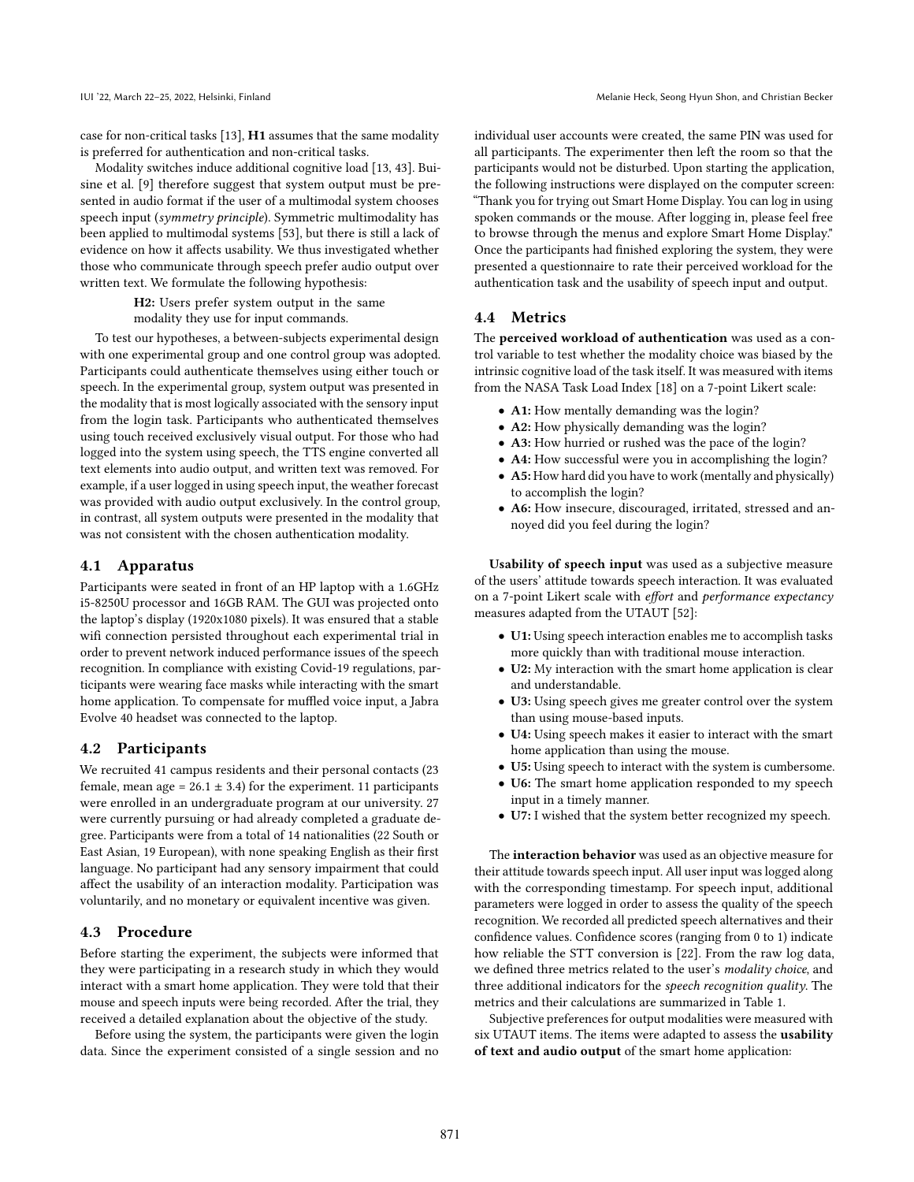case for non-critical tasks [13], **H1** assumes that the same modality is preferred for authentication and non-critical tasks.

Modality switches induce additional cognitive load [13, 43]. Buisine et al. [9] therefore suggest that system output must be presented in audio format if the user of a multimodal system chooses speech input (*symmetry principle*). Symmetric multimodality has been applied to multimodal systems [53], but there is still a lack of evidence on how it affects usability. We thus investigated whether those who communicate through speech prefer audio output over written text. We formulate the following hypothesis:

> **H2:** Users prefer system output in the same modality they use for input commands.

To test our hypotheses, a between-subjects experimental design with one experimental group and one control group was adopted. Participants could authenticate themselves using either touch or speech. In the experimental group, system output was presented in the modality that is most logically associated with the sensory input from the login task. Participants who authenticated themselves using touch received exclusively visual output. For those who had logged into the system using speech, the TTS engine converted all text elements into audio output, and written text was removed. For example, if a user logged in using speech input, the weather forecast was provided with audio output exclusively. In the control group, in contrast, all system outputs were presented in the modality that was not consistent with the chosen authentication modality.

## 4.1 Apparatus

Participants were seated in front of an HP laptop with a 1.6GHz i5-8250U processor and 16GB RAM. The GUI was projected onto the laptop's display (1920x1080 pixels). It was ensured that a stable wifi connection persisted throughout each experimental trial in order to prevent network induced performance issues of the speech recognition. In compliance with existing Covid-19 regulations, participants were wearing face masks while interacting with the smart home application. To compensate for muffled voice input, a Jabra Evolve 40 headset was connected to the laptop.

## 4.2 Participants

We recruited 41 campus residents and their personal contacts (23 female, mean age = 26.1 ± 3.4) for the experiment. 11 participants were enrolled in an undergraduate program at our university. 27 were currently pursuing or had already completed a graduate degree. Participants were from a total of 14 nationalities (22 South or East Asian, 19 European), with none speaking English as their first language. No participant had any sensory impairment that could affect the usability of an interaction modality. Participation was voluntarily, and no monetary or equivalent incentive was given.

## 4.3 Procedure

Before starting the experiment, the subjects were informed that they were participating in a research study in which they would interact with a smart home application. They were told that their mouse and speech inputs were being recorded. After the trial, they received a detailed explanation about the objective of the study.

Before using the system, the participants were given the login data. Since the experiment consisted of a single session and no individual user accounts were created, the same PIN was used for all participants. The experimenter then left the room so that the participants would not be disturbed. Upon starting the application, the following instructions were displayed on the computer screen: "Thank you for trying out Smart Home Display. You can log in using spoken commands or the mouse. After logging in, please feel free to browse through the menus and explore Smart Home Display." Once the participants had finished exploring the system, they were presented a questionnaire to rate their perceived workload for the authentication task and the usability of speech input and output.

## 4.4 Metrics

The **perceived workload of authentication** was used as a control variable to test whether the modality choice was biased by the intrinsic cognitive load of the task itself. It was measured with items from the NASA Task Load Index [18] on a 7-point Likert scale:

- **A1:** How mentally demanding was the login?
- **A2:** How physically demanding was the login?
- **A3:** How hurried or rushed was the pace of the login?
- **A4:** How successful were you in accomplishing the login?
- **A5:** How hard did you have to work (mentally and physically) to accomplish the login?
- **A6:** How insecure, discouraged, irritated, stressed and annoyed did you feel during the login?

**Usability of speech input** was used as a subjective measure of the users' attitude towards speech interaction. It was evaluated on a 7-point Likert scale with *effort* and *performance expectancy* measures adapted from the UTAUT [52]:

- **U1:** Using speech interaction enables me to accomplish tasks more quickly than with traditional mouse interaction.
- **U2:** My interaction with the smart home application is clear and understandable.
- **U3:** Using speech gives me greater control over the system than using mouse-based inputs.
- **U4:** Using speech makes it easier to interact with the smart home application than using the mouse.
- **U5:** Using speech to interact with the system is cumbersome.
- **U6:** The smart home application responded to my speech input in a timely manner.
- **U7:** I wished that the system better recognized my speech.

The **interaction behavior** was used as an objective measure for their attitude towards speech input. All user input was logged along with the corresponding timestamp. For speech input, additional parameters were logged in order to assess the quality of the speech recognition. We recorded all predicted speech alternatives and their confidence values. Confidence scores (ranging from 0 to 1) indicate how reliable the STT conversion is [22]. From the raw log data, we defined three metrics related to the user's *modality choice*, and three additional indicators for the *speech recognition quality*. The metrics and their calculations are summarized in Table 1.

Subjective preferences for output modalities were measured with six UTAUT items. The items were adapted to assess the **usability of text and audio output** of the smart home application: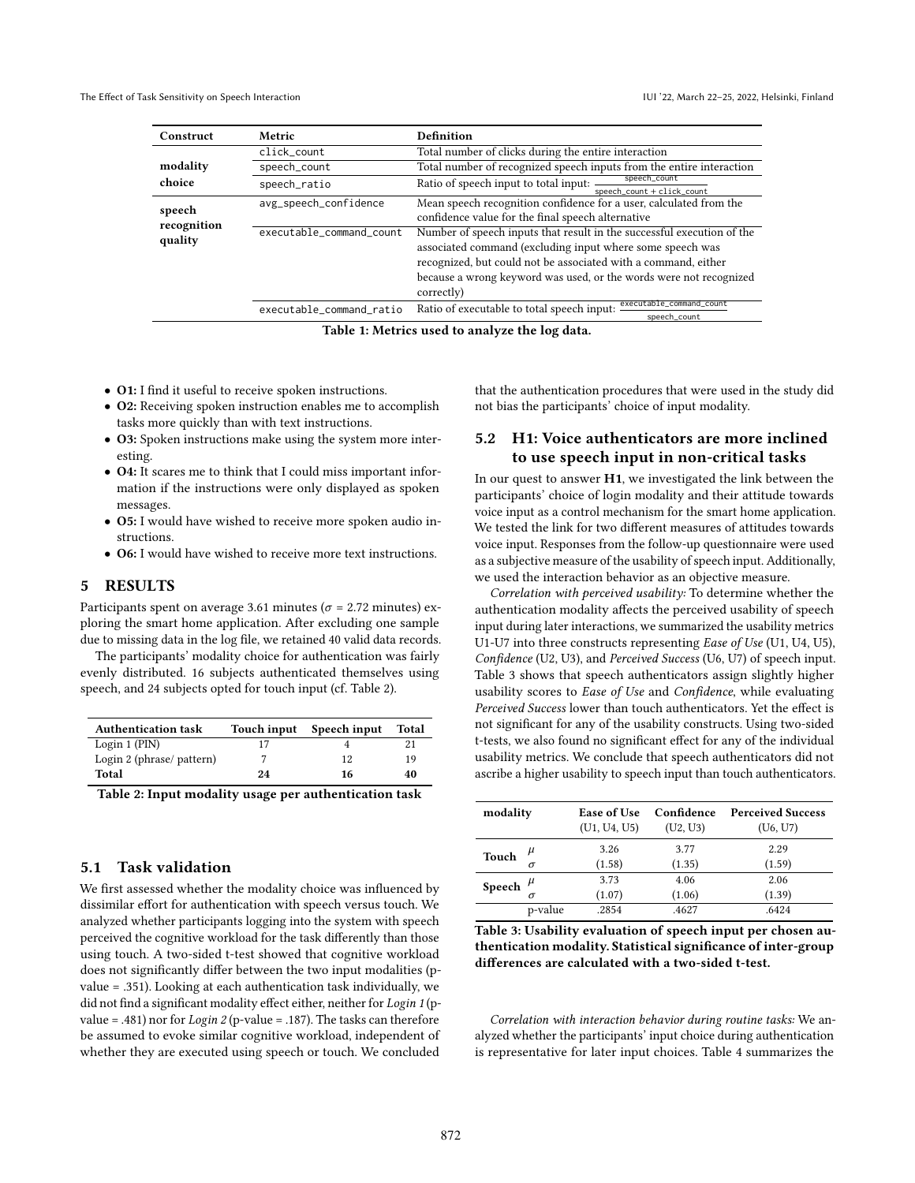| Construct | Metric | Definition |
|---|---|---|
| modality choice | click_count | Total number of clicks during the entire interaction |
| | speech_count | Total number of recognized speech inputs from the entire interaction |
| | speech_ratio | Ratio of speech input to total input: $\frac{\text{speech\_count}}{\text{speech\_count + click\_count}}$ |
| speech recognition quality | avg_speech_confidence | Mean speech recognition confidence for a user, calculated from the confidence value for the final speech alternative |
| | executable_command_count | Number of speech inputs that result in the successful execution of the associated command (excluding input where some speech was recognized, but could not be associated with a command, either because a wrong keyword was used, or the words were not recognized correctly) |
| | executable_command_ratio | Ratio of executable to total speech input: $\frac{\text{executable\_command\_count}}{\text{speech\_count}}$ |

**Table 1: Metrics used to analyze the log data.**

- **O1:** I find it useful to receive spoken instructions.
- **O2:** Receiving spoken instruction enables me to accomplish tasks more quickly than with text instructions.
- **O3:** Spoken instructions make using the system more interesting.
- **O4:** It scares me to think that I could miss important information if the instructions were only displayed as spoken messages.
- **O5:** I would have wished to receive more spoken audio instructions.
- **O6:** I would have wished to receive more text instructions.

## 5 RESULTS

Participants spent on average 3.61 minutes ($\sigma$ = 2.72 minutes) exploring the smart home application. After excluding one sample due to missing data in the log file, we retained 40 valid data records.

The participants' modality choice for authentication was fairly evenly distributed. 16 subjects authenticated themselves using speech, and 24 subjects opted for touch input (cf. Table 2).

| Authentication task | Touch input | Speech input | Total |
|---|---|---|---|
| Login 1 (PIN) | 17 | 4 | 21 |
| Login 2 (phrase/ pattern) | 7 | 12 | 19 |
| **Total** | **24** | **16** | **40** |

**Table 2: Input modality usage per authentication task**

### 5.1 Task validation

We first assessed whether the modality choice was influenced by dissimilar effort for authentication with speech versus touch. We analyzed whether participants logging into the system with speech perceived the cognitive workload for the task differently than those using touch. A two-sided t-test showed that cognitive workload does not significantly differ between the two input modalities (p-value = .351). Looking at each authentication task individually, we did not find a significant modality effect either, neither for *Login 1* (p-value = .481) nor for *Login 2* (p-value = .187). The tasks can therefore be assumed to evoke similar cognitive workload, independent of whether they are executed using speech or touch. We concluded that the authentication procedures that were used in the study did not bias the participants' choice of input modality.

### 5.2 H1: Voice authenticators are more inclined to use speech input in non-critical tasks

In our quest to answer **H1**, we investigated the link between the participants' choice of login modality and their attitude towards voice input as a control mechanism for the smart home application. We tested the link for two different measures of attitudes towards voice input. Responses from the follow-up questionnaire were used as a subjective measure of the usability of speech input. Additionally, we used the interaction behavior as an objective measure.

*Correlation with perceived usability:* To determine whether the authentication modality affects the perceived usability of speech input during later interactions, we summarized the usability metrics U1-U7 into three constructs representing *Ease of Use* (U1, U4, U5), *Confidence* (U2, U3), and *Perceived Success* (U6, U7) of speech input. Table 3 shows that speech authenticators assign slightly higher usability scores to *Ease of Use* and *Confidence*, while evaluating *Perceived Success* lower than touch authenticators. Yet the effect is not significant for any of the usability constructs. Using two-sided t-tests, we also found no significant effect for any of the individual usability metrics. We conclude that speech authenticators did not ascribe a higher usability to speech input than touch authenticators.

| modality | | Ease of Use (U1, U4, U5) | Confidence (U2, U3) | Perceived Success (U6, U7) |
|---|---|---|---|---|
| Touch | $\mu$ | 3.26 | 3.77 | 2.29 |
| | $\sigma$ | (1.58) | (1.35) | (1.59) |
| Speech | $\mu$ | 3.73 | 4.06 | 2.06 |
| | $\sigma$ | (1.07) | (1.06) | (1.39) |
| | p-value | .2854 | .4627 | .6424 |

**Table 3: Usability evaluation of speech input per chosen authentication modality. Statistical significance of inter-group differences are calculated with a two-sided t-test.**

*Correlation with interaction behavior during routine tasks:* We analyzed whether the participants' input choice during authentication is representative for later input choices. Table 4 summarizes the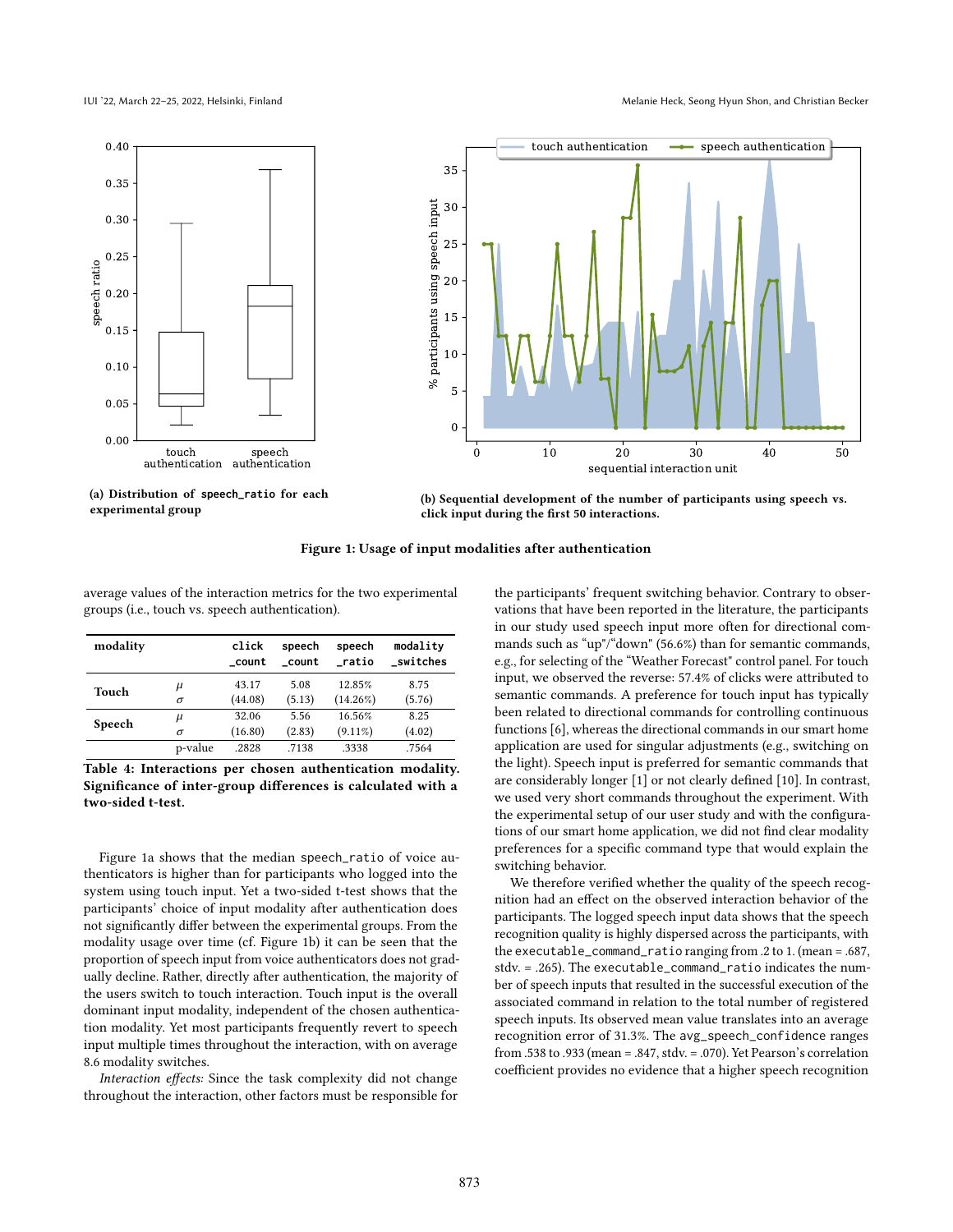(a) Distribution of speech_ratio for each experimental group

(b) Sequential development of the number of participants using speech vs. click input during the first 50 interactions.

**Figure 1: Usage of input modalities after authentication**

average values of the interaction metrics for the two experimental groups (i.e., touch vs. speech authentication).

| modality | | click_count | speech_count | speech_ratio | modality_switches |
|---|---|---|---|---|---|
| **Touch** | $\mu$ | 43.17 | 5.08 | 12.85% | 8.75 |
| | $\sigma$ | (44.08) | (5.13) | (14.26%) | (5.76) |
| **Speech** | $\mu$ | 32.06 | 5.56 | 16.56% | 8.25 |
| | $\sigma$ | (16.80) | (2.83) | (9.11%) | (4.02) |
| | p-value | .2828 | .7138 | .3338 | .7564 |

**Table 4: Interactions per chosen authentication modality. Significance of inter-group differences is calculated with a two-sided t-test.**

Figure 1a shows that the median speech_ratio of voice authenticators is higher than for participants who logged into the system using touch input. Yet a two-sided t-test shows that the participants' choice of input modality after authentication does not significantly differ between the experimental groups. From the modality usage over time (cf. Figure 1b) it can be seen that the proportion of speech input from voice authenticators does not gradually decline. Rather, directly after authentication, the majority of the users switch to touch interaction. Touch input is the overall dominant input modality, independent of the chosen authentication modality. Yet most participants frequently revert to speech input multiple times throughout the interaction, with on average 8.6 modality switches.

*Interaction effects:* Since the task complexity did not change throughout the interaction, other factors must be responsible for the participants' frequent switching behavior. Contrary to observations that have been reported in the literature, the participants in our study used speech input more often for directional commands such as "up"/"down" (56.6%) than for semantic commands, e.g., for selecting of the "Weather Forecast" control panel. For touch input, we observed the reverse: 57.4% of clicks were attributed to semantic commands. A preference for touch input has typically been related to directional commands for controlling continuous functions [6], whereas the directional commands in our smart home application are used for singular adjustments (e.g., switching on the light). Speech input is preferred for semantic commands that are considerably longer [1] or not clearly defined [10]. In contrast, we used very short commands throughout the experiment. With the experimental setup of our user study and with the configurations of our smart home application, we did not find clear modality preferences for a specific command type that would explain the switching behavior.

We therefore verified whether the quality of the speech recognition had an effect on the observed interaction behavior of the participants. The logged speech input data shows that the speech recognition quality is highly dispersed across the participants, with the executable_command_ratio ranging from .2 to 1. (mean = .687, stdv. = .265). The executable_command_ratio indicates the number of speech inputs that resulted in the successful execution of the associated command in relation to the total number of registered speech inputs. Its observed mean value translates into an average recognition error of 31.3%. The avg_speech_confidence ranges from .538 to .933 (mean = .847, stdv. = .070). Yet Pearson's correlation coefficient provides no evidence that a higher speech recognition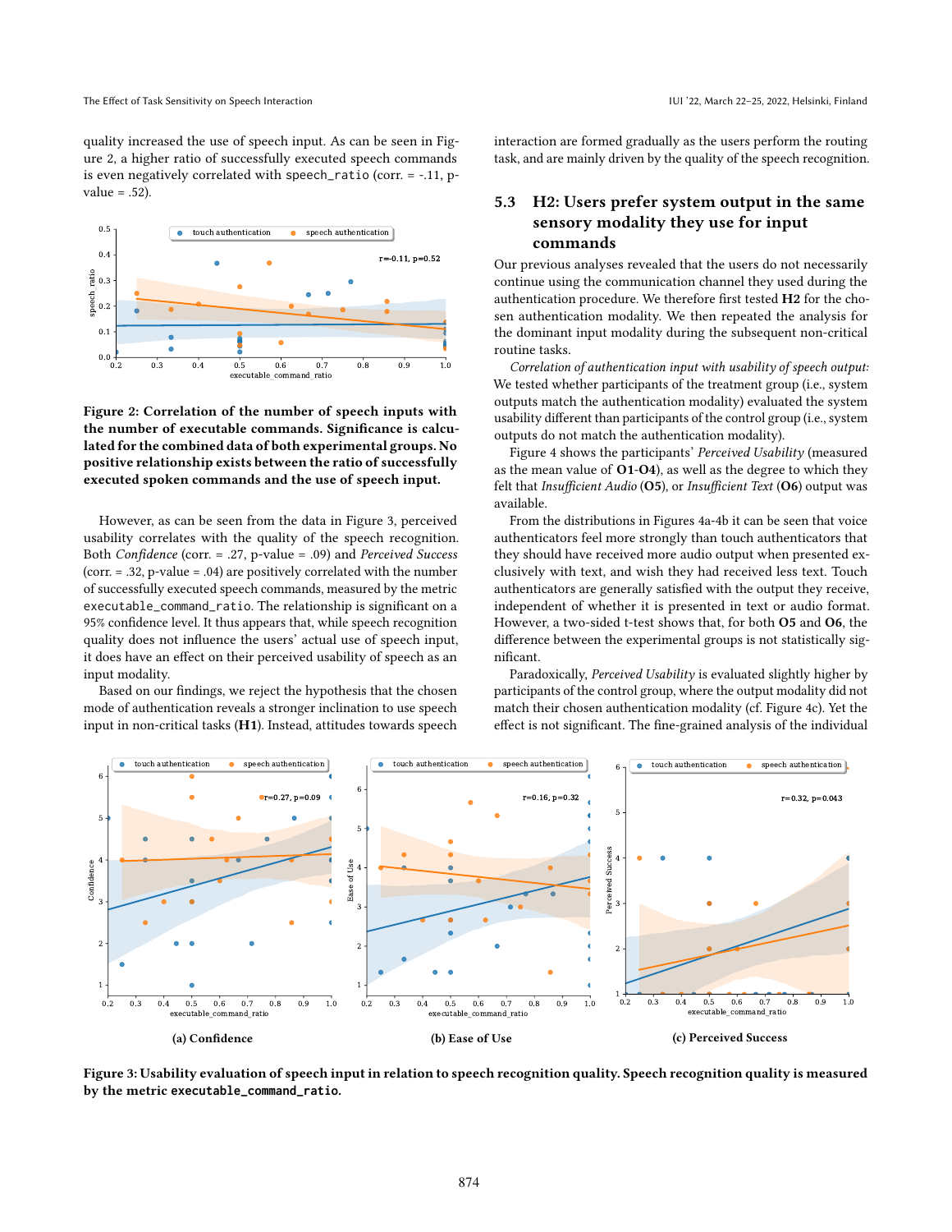quality increased the use of speech input. As can be seen in Figure 2, a higher ratio of successfully executed speech commands is even negatively correlated with `speech_ratio` (corr. = -.11, p-value = .52).

**Figure 2: Correlation of the number of speech inputs with the number of executable commands. Significance is calculated for the combined data of both experimental groups. No positive relationship exists between the ratio of successfully executed spoken commands and the use of speech input.**

However, as can be seen from the data in Figure 3, perceived usability correlates with the quality of the speech recognition. Both *Confidence* (corr. = .27, p-value = .09) and *Perceived Success* (corr. = .32, p-value = .04) are positively correlated with the number of successfully executed speech commands, measured by the metric `executable_command_ratio`. The relationship is significant on a 95% confidence level. It thus appears that, while speech recognition quality does not influence the users' actual use of speech input, it does have an effect on their perceived usability of speech as an input modality.

Based on our findings, we reject the hypothesis that the chosen mode of authentication reveals a stronger inclination to use speech input in non-critical tasks (**H1**). Instead, attitudes towards speech interaction are formed gradually as the users perform the routing task, and are mainly driven by the quality of the speech recognition.

## 5.3 H2: Users prefer system output in the same sensory modality they use for input commands

Our previous analyses revealed that the users do not necessarily continue using the communication channel they used during the authentication procedure. We therefore first tested **H2** for the chosen authentication modality. We then repeated the analysis for the dominant input modality during the subsequent non-critical routine tasks.

*Correlation of authentication input with usability of speech output:* We tested whether participants of the treatment group (i.e., system outputs match the authentication modality) evaluated the system usability different than participants of the control group (i.e., system outputs do not match the authentication modality).

Figure 4 shows the participants' *Perceived Usability* (measured as the mean value of **O1-O4**), as well as the degree to which they felt that *Insufficient Audio* (**O5**), or *Insufficient Text* (**O6**) output was available.

From the distributions in Figures 4a-4b it can be seen that voice authenticators feel more strongly than touch authenticators that they should have received more audio output when presented exclusively with text, and wish they had received less text. Touch authenticators are generally satisfied with the output they receive, independent of whether it is presented in text or audio format. However, a two-sided t-test shows that, for both **O5** and **O6**, the difference between the experimental groups is not statistically significant.

Paradoxically, *Perceived Usability* is evaluated slightly higher by participants of the control group, where the output modality did not match their chosen authentication modality (cf. Figure 4c). Yet the effect is not significant. The fine-grained analysis of the individual

(a) Confidence

(b) Ease of Use

(c) Perceived Success

**Figure 3: Usability evaluation of speech input in relation to speech recognition quality. Speech recognition quality is measured by the metric `executable_command_ratio`.**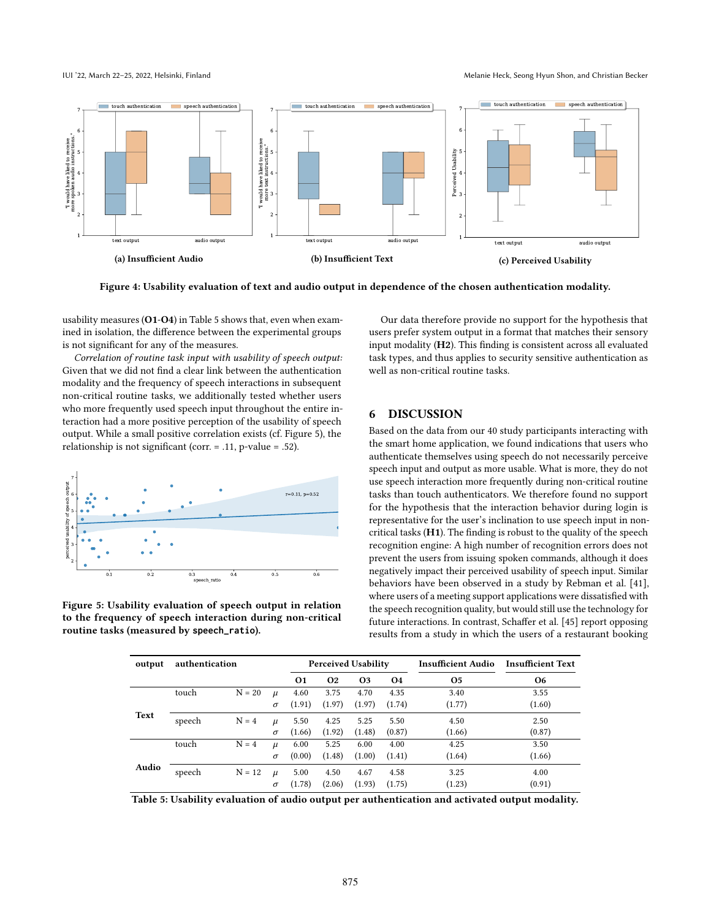(a) Insufficient Audio

(b) Insufficient Text

(c) Perceived Usability

**Figure 4: Usability evaluation of text and audio output in dependence of the chosen authentication modality.**

usability measures (**O1**-**O4**) in Table 5 shows that, even when examined in isolation, the difference between the experimental groups is not significant for any of the measures.

*Correlation of routine task input with usability of speech output:* Given that we did not find a clear link between the authentication modality and the frequency of speech interactions in subsequent non-critical routine tasks, we additionally tested whether users who more frequently used speech input throughout the entire interaction had a more positive perception of the usability of speech output. While a small positive correlation exists (cf. Figure 5), the relationship is not significant (corr. = .11, p-value = .52).

**Figure 5: Usability evaluation of speech output in relation to the frequency of speech interaction during non-critical routine tasks (measured by `speech_ratio`).**

Our data therefore provide no support for the hypothesis that users prefer system output in a format that matches their sensory input modality (**H2**). This finding is consistent across all evaluated task types, and thus applies to security sensitive authentication as well as non-critical routine tasks.

## 6 DISCUSSION

Based on the data from our 40 study participants interacting with the smart home application, we found indications that users who authenticate themselves using speech do not necessarily perceive speech input and output as more usable. What is more, they do not use speech interaction more frequently during non-critical routine tasks than touch authenticators. We therefore found no support for the hypothesis that the interaction behavior during login is representative for the user's inclination to use speech input in non-critical tasks (**H1**). The finding is robust to the quality of the speech recognition engine: A high number of recognition errors does not prevent the users from issuing spoken commands, although it does negatively impact their perceived usability of speech input. Similar behaviors have been observed in a study by Rebman et al. [41], where users of a meeting support applications were dissatisfied with the speech recognition quality, but would still use the technology for future interactions. In contrast, Schaffer et al. [45] report opposing results from a study in which the users of a restaurant booking

| output | authentication | | | Perceived Usability | | | | Insufficient Audio | Insufficient Text |
|---|---|---|---|---|---|---|---|---|---|
| | | | | O1 | O2 | O3 | O4 | O5 | O6 |
| Text | touch | N = 20 | $\mu$ | 4.60 | 3.75 | 4.70 | 4.35 | 3.40 | 3.55 |
| | | | $\sigma$ | (1.91) | (1.97) | (1.97) | (1.74) | (1.77) | (1.60) |
| | speech | N = 4 | $\mu$ | 5.50 | 4.25 | 5.25 | 5.50 | 4.50 | 2.50 |
| | | | $\sigma$ | (1.66) | (1.92) | (1.48) | (0.87) | (1.66) | (0.87) |
| Audio | touch | N = 4 | $\mu$ | 6.00 | 5.25 | 6.00 | 4.00 | 4.25 | 3.50 |
| | | | $\sigma$ | (0.00) | (1.48) | (1.00) | (1.41) | (1.64) | (1.66) |
| | speech | N = 12 | $\mu$ | 5.00 | 4.50 | 4.67 | 4.58 | 3.25 | 4.00 |
| | | | $\sigma$ | (1.78) | (2.06) | (1.93) | (1.75) | (1.23) | (0.91) |

**Table 5: Usability evaluation of audio output per authentication and activated output modality.**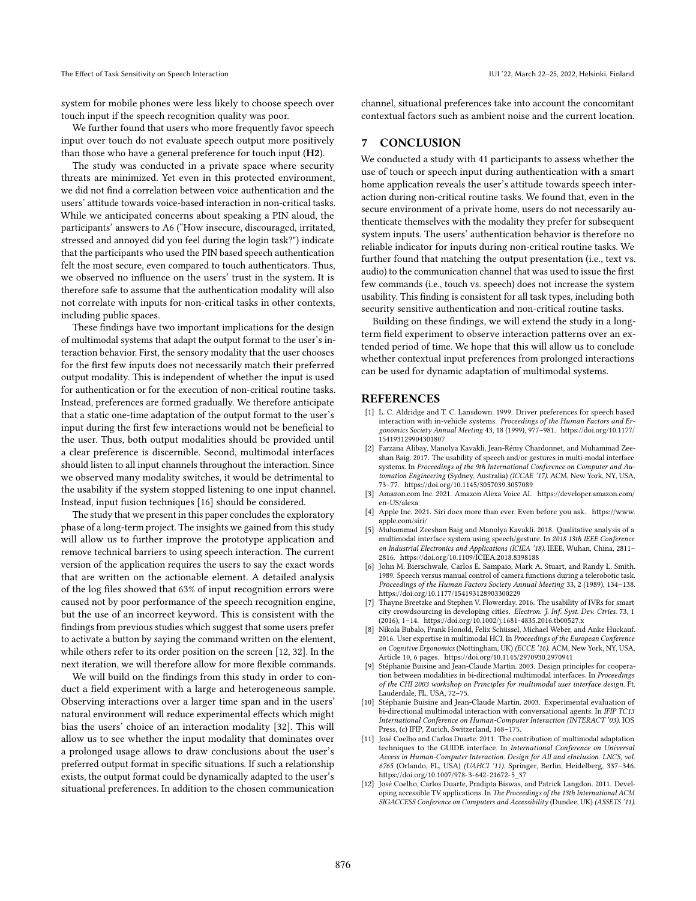system for mobile phones were less likely to choose speech over touch input if the speech recognition quality was poor.

We further found that users who more frequently favor speech input over touch do not evaluate speech output more positively than those who have a general preference for touch input (**H2**).

The study was conducted in a private space where security threats are minimized. Yet even in this protected environment, we did not find a correlation between voice authentication and the users' attitude towards voice-based interaction in non-critical tasks. While we anticipated concerns about speaking a PIN aloud, the participants' answers to A6 ("How insecure, discouraged, irritated, stressed and annoyed did you feel during the login task?") indicate that the participants who used the PIN based speech authentication felt the most secure, even compared to touch authenticators. Thus, we observed no influence on the users' trust in the system. It is therefore safe to assume that the authentication modality will also not correlate with inputs for non-critical tasks in other contexts, including public spaces.

These findings have two important implications for the design of multimodal systems that adapt the output format to the user's interaction behavior. First, the sensory modality that the user chooses for the first few inputs does not necessarily match their preferred output modality. This is independent of whether the input is used for authentication or for the execution of non-critical routine tasks. Instead, preferences are formed gradually. We therefore anticipate that a static one-time adaptation of the output format to the user's input during the first few interactions would not be beneficial to the user. Thus, both output modalities should be provided until a clear preference is discernible. Second, multimodal interfaces should listen to all input channels throughout the interaction. Since we observed many modality switches, it would be detrimental to the usability if the system stopped listening to one input channel. Instead, input fusion techniques [16] should be considered.

The study that we present in this paper concludes the exploratory phase of a long-term project. The insights we gained from this study will allow us to further improve the prototype application and remove technical barriers to using speech interaction. The current version of the application requires the users to say the exact words that are written on the actionable element. A detailed analysis of the log files showed that 63% of input recognition errors were caused not by poor performance of the speech recognition engine, but the use of an incorrect keyword. This is consistent with the findings from previous studies which suggest that some users prefer to activate a button by saying the command written on the element, while others refer to its order position on the screen [12, 32]. In the next iteration, we will therefore allow for more flexible commands.

We will build on the findings from this study in order to conduct a field experiment with a large and heterogeneous sample. Observing interactions over a larger time span and in the users' natural environment will reduce experimental effects which might bias the users' choice of an interaction modality [32]. This will allow us to see whether the input modality that dominates over a prolonged usage allows to draw conclusions about the user's preferred output format in specific situations. If such a relationship exists, the output format could be dynamically adapted to the user's situational preferences. In addition to the chosen communication channel, situational preferences take into account the concomitant contextual factors such as ambient noise and the current location.

## 7 CONCLUSION

We conducted a study with 41 participants to assess whether the use of touch or speech input during authentication with a smart home application reveals the user's attitude towards speech interaction during non-critical routine tasks. We found that, even in the secure environment of a private home, users do not necessarily authenticate themselves with the modality they prefer for subsequent system inputs. The users' authentication behavior is therefore no reliable indicator for inputs during non-critical routine tasks. We further found that matching the output presentation (i.e., text vs. audio) to the communication channel that was used to issue the first few commands (i.e., touch vs. speech) does not increase the system usability. This finding is consistent for all task types, including both security sensitive authentication and non-critical routine tasks.

Building on these findings, we will extend the study in a long-term field experiment to observe interaction patterns over an extended period of time. We hope that this will allow us to conclude whether contextual input preferences from prolonged interactions can be used for dynamic adaptation of multimodal systems.

## REFERENCES

- [1] L. C. Aldridge and T. C. Lansdown. 1999. Driver preferences for speech based interaction with in-vehicle systems. *Proceedings of the Human Factors and Ergonomics Society Annual Meeting* 43, 18 (1999), 977–981. https://doi.org/10.1177/154193129904301807
- [2] Farzana Alibay, Manolya Kavakli, Jean-Rémy Chardonnet, and Muhammad Zeeshan Baig. 2017. The usability of speech and/or gestures in multi-modal interface systems. In *Proceedings of the 9th International Conference on Computer and Automation Engineering* (Sydney, Australia) *(ICCAE '17)*. ACM, New York, NY, USA, 73–77. https://doi.org/10.1145/3057039.3057089
- [3] Amazon.com Inc. 2021. Amazon Alexa Voice AI. https://developer.amazon.com/en-US/alexa
- [4] Apple Inc. 2021. Siri does more than ever. Even before you ask. https://www.apple.com/siri/
- [5] Muhammad Zeeshan Baig and Manolya Kavakli. 2018. Qualitative analysis of a multimodal interface system using speech/gesture. In *2018 13th IEEE Conference on Industrial Electronics and Applications (ICIEA '18)*. IEEE, Wuhan, China, 2811–2816. https://doi.org/10.1109/ICIEA.2018.8398188
- [6] John M. Bierschwale, Carlos E. Sampaio, Mark A. Stuart, and Randy L. Smith. 1989. Speech versus manual control of camera functions during a telerobotic task. *Proceedings of the Human Factors Society Annual Meeting* 33, 2 (1989), 134–138. https://doi.org/10.1177/154193128903300229
- [7] Thayne Breetzke and Stephen V. Flowerday. 2016. The usability of IVRs for smart city crowdsourcing in developing cities. *Electron. J. Inf. Syst. Dev. Ctries.* 73, 1 (2016), 1–14. https://doi.org/10.1002/j.1681-4835.2016.tb00527.x
- [8] Nikola Bubalo, Frank Honold, Felix Schüssel, Michael Weber, and Anke Huckauf. 2016. User expertise in multimodal HCI. In *Proceedings of the European Conference on Cognitive Ergonomics* (Nottingham, UK) *(ECCE '16)*. ACM, New York, NY, USA, Article 10, 6 pages. https://doi.org/10.1145/2970930.2970941
- [9] Stéphanie Buisine and Jean-Claude Martin. 2003. Design principles for cooperation between modalities in bi-directional multimodal interfaces. In *Proceedings of the CHI 2003 workshop on Principles for multimodal user interface design*. Ft. Lauderdale, FL, USA, 72–75.
- [10] Stéphanie Buisine and Jean-Claude Martin. 2003. Experimental evaluation of bi-directional multimodal interaction with conversational agents. In *IFIP TC13 International Conference on Human-Computer Interaction (INTERACT '03)*. IOS Press, (c) IFIP, Zurich, Switzerland, 168–175.
- [11] José Coelho and Carlos Duarte. 2011. The contribution of multimodal adaptation techniques to the GUIDE interface. In *International Conference on Universal Access in Human-Computer Interaction. Design for All and eInclusion. LNCS, vol. 6765* (Orlando, FL, USA) *(UAHCI '11)*. Springer, Berlin, Heidelberg, 337–346. https://doi.org/10.1007/978-3-642-21672-5_37
- [12] José Coelho, Carlos Duarte, Pradipta Biswas, and Patrick Langdon. 2011. Developing accessible TV applications. In *The Proceedings of the 13th International ACM SIGACCESS Conference on Computers and Accessibility* (Dundee, UK) *(ASSETS '11)*.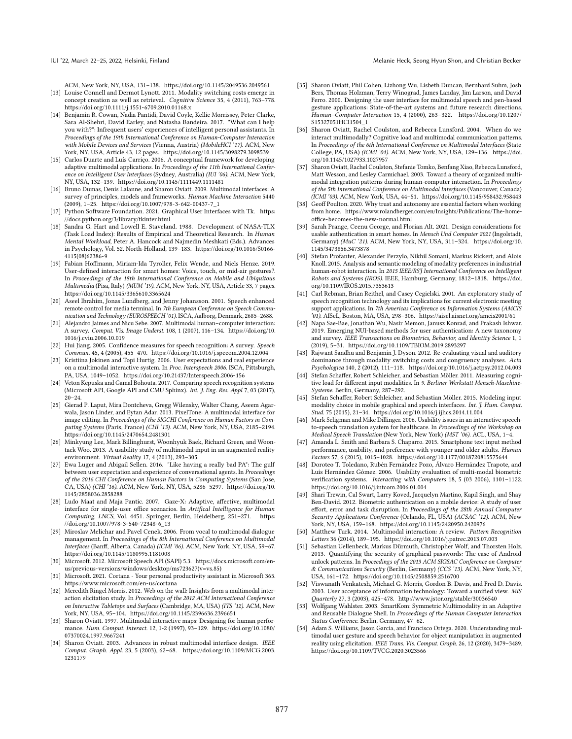ACM, New York, NY, USA, 131–138. https://doi.org/10.1145/2049536.2049561

[13] Louise Connell and Dermot Lynott. 2011. Modality switching costs emerge in concept creation as well as retrieval. *Cognitive Science* 35, 4 (2011), 763–778. https://doi.org/10.1111/j.1551-6709.2010.01168.x

[14] Benjamin R. Cowan, Nadia Pantidi, David Coyle, Kellie Morrissey, Peter Clarke, Sara Al-Shehri, David Earley, and Natasha Bandeira. 2017. "What can I help you with?": Infrequent users' experiences of intelligent personal assistants. In *Proceedings of the 19th International Conference on Human-Computer Interaction with Mobile Devices and Services* (Vienna, Austria) *(MobileHCI '17)*. ACM, New York, NY, USA, Article 43, 12 pages. https://doi.org/10.1145/3098279.3098539

[15] Carlos Duarte and Luís Carriço. 2006. A conceptual framework for developing adaptive multimodal applications. In *Proceedings of the 11th International Conference on Intelligent User Interfaces* (Sydney, Australia) *(IUI '06)*. ACM, New York, NY, USA, 132–139. https://doi.org/10.1145/1111449.1111481

[16] Bruno Dumas, Denis Lalanne, and Sharon Oviatt. 2009. Multimodal interfaces: A survey of principles, models and frameworks. *Human Machine Interaction* 5440 (2009), 1–25. https://doi.org/10.1007/978-3-642-00437-7_1

[17] Python Software Foundation. 2021. Graphical User Interfaces with Tk. https://docs.python.org/3/library/tkinter.html

[18] Sandra G. Hart and Lowell E. Staveland. 1988. Development of NASA-TLX (Task Load Index): Results of Empirical and Theoretical Research. In *Human Mental Workload*, Peter A. Hancock and Najmedin Meshkati (Eds.). Advances in Psychology, Vol. 52. North-Holland, 139–183. https://doi.org/10.1016/S0166-4115(08)62386-9

[19] Fabian Hoffmann, Miriam-Ida Tyroller, Felix Wende, and Niels Henze. 2019. User-defined interaction for smart homes: Voice, touch, or mid-air gestures?. In *Proceedings of the 18th International Conference on Mobile and Ubiquitous Multimedia* (Pisa, Italy) *(MUM '19)*. ACM, New York, NY, USA, Article 33, 7 pages. https://doi.org/10.1145/3365610.3365624

[20] Aseel Ibrahim, Jonas Lundberg, and Jenny Johansson. 2001. Speech enhanced remote control for media terminal. In *7th European Conference on Speech Communication and Technology (EUROSPEECH '01)*. ISCA, Aalborg, Denmark, 2685–2688.

[21] Alejandro Jaimes and Nicu Sebe. 2007. Multimodal human–computer interaction: A survey. *Comput. Vis. Image Underst.* 108, 1 (2007), 116–134. https://doi.org/10.1016/j.cviu.2006.10.019

[22] Hui Jiang. 2005. Confidence measures for speech recognition: A survey. *Speech Commun.* 45, 4 (2005), 455–470. https://doi.org/10.1016/j.specom.2004.12.004

[23] Kristiina Jokinen and Topi Hurtig. 2006. User expectations and real experience on a multimodal interactive system. In *Proc. Interspeech 2006*. ISCA, Pittsburgh, PA, USA, 1049–1052. https://doi.org/10.21437/Interspeech.2006-156

[24] Veton Këpuska and Gamal Bohouta. 2017. Comparing speech recognition systems (Microsoft API, Google API and CMU Sphinx). *Int. J. Eng. Res. Appl* 7, 03 (2017), 20–24.

[25] Gierad P. Laput, Mira Dontcheva, Gregg Wilensky, Walter Chang, Aseem Agarwala, Jason Linder, and Eytan Adar. 2013. PixelTone: A multimodal interface for image editing. In *Proceedings of the SIGCHI Conference on Human Factors in Computing Systems* (Paris, France) *(CHI '13)*. ACM, New York, NY, USA, 2185–2194. https://doi.org/10.1145/2470654.2481301

[26] Minkyung Lee, Mark Billinghurst, Woonhyuk Baek, Richard Green, and Woontack Woo. 2013. A usability study of multimodal input in an augmented reality environment. *Virtual Reality* 17, 4 (2013), 293–305.

[27] Ewa Luger and Abigail Sellen. 2016. "Like having a really bad PA": The gulf between user expectation and experience of conversational agents. In *Proceedings of the 2016 CHI Conference on Human Factors in Computing Systems* (San Jose, CA, USA) *(CHI '16)*. ACM, New York, NY, USA, 5286–5297. https://doi.org/10.1145/2858036.2858288

[28] Ludo Maat and Maja Pantic. 2007. Gaze-X: Adaptive, affective, multimodal interface for single-user office scenarios. In *Artifical Intelligence for Human Computing, LNCS*, Vol. 4451. Springer, Berlin, Heidelberg, 251–271. https://doi.org/10.1007/978-3-540-72348-6_13

[29] Miroslav Melichar and Pavel Cenek. 2006. From vocal to multimodal dialogue management. In *Proceedings of the 8th International Conference on Multimodal Interfaces* (Banff, Alberta, Canada) *(ICMI '06)*. ACM, New York, NY, USA, 59–67. https://doi.org/10.1145/1180995.1181008

[30] Microsoft. 2012. Microsoft Speech API (SAPI) 5.3. https://docs.microsoft.com/en-us/previous-versions/windows/desktop/ms723627(v=vs.85)

[31] Microsoft. 2021. Cortana - Your personal productivity assistant in Microsoft 365. https://www.microsoft.com/en-us/cortana

[32] Meredith Ringel Morris. 2012. Web on the wall: Insights from a multimodal interaction elicitation study. In *Proceedings of the 2012 ACM International Conference on Interactive Tabletops and Surfaces* (Cambridge, MA, USA) *(ITS '12)*. ACM, New York, NY, USA, 95–104. https://doi.org/10.1145/2396636.2396651

[33] Sharon Oviatt. 1997. Mulitmodal interactive maps: Designing for human performance. *Hum. Comput. Interact.* 12, 1-2 (1997), 93–129. https://doi.org/10.1080/07370024.1997.9667241

[34] Sharon Oviatt. 2003. Advances in robust multimodal interface design. *IEEE Comput. Graph. Appl.* 23, 5 (2003), 62–68. https://doi.org/10.1109/MCG.2003.1231179

[35] Sharon Oviatt, Phil Cohen, Lizhong Wu, Lisbeth Duncan, Bernhard Suhm, Josh Bers, Thomas Holzman, Terry Winograd, James Landay, Jim Larson, and David Ferro. 2000. Designing the user interface for multimodal speech and pen-based gesture applications: State-of-the-art systems and future research directions. *Human–Computer Interaction* 15, 4 (2000), 263–322. https://doi.org/10.1207/S15327051HCI1504_1

[36] Sharon Oviatt, Rachel Coulston, and Rebecca Lunsford. 2004. When do we interact multimodally? Cognitive load and multimodal communication patterns. In *Proceedings of the 6th International Conference on Multimodal Interfaces* (State College, PA, USA) *(ICMI '04)*. ACM, New York, NY, USA, 129–136. https://doi.org/10.1145/1027933.1027957

[37] Sharon Oviatt, Rachel Coulston, Stefanie Tomko, Benfang Xiao, Rebecca Lunsford, Matt Wesson, and Lesley Carmichael. 2003. Toward a theory of organized multimodal integration patterns during human-computer interaction. In *Proceedings of the 5th International Conference on Multimodal Interfaces* (Vancouver, Canada) *(ICMI '03)*. ACM, New York, NY, USA, 44–51. https://doi.org/10.1145/958432.958443

[38] Geoff Poulton. 2020. Why trust and autonomy are essential factors when working from home. https://www.rolandberger.com/en/Insights/Publications/The-home-office-becomes-the-new-normal.html

[39] Sarah Prange, Ceenu George, and Florian Alt. 2021. Design considerations for usable authentication in smart homes. In *Mensch Und Computer 2021* (Ingolstadt, Germany) *(MuC '21)*. ACM, New York, NY, USA, 311–324. https://doi.org/10.1145/3473856.3473878

[40] Stefan Profanter, Alexander Perzylo, Nikhil Somani, Markus Rickert, and Alois Knoll. 2015. Analysis and semantic modeling of modality preferences in industrial human-robot interaction. In *2015 IEEE/RSJ International Conference on Intelligent Robots and Systems (IROS)*. IEEE, Hamburg, Germany, 1812–1818. https://doi.org/10.1109/IROS.2015.7353613

[41] Carl Rebman, Brian Reithel, and Casey Cegielski. 2001. An exploratory study of speech recognition technology and its implications for current electronic meeting support applications. In *7th Americas Conference on Information Systems (AMCIS '01)*. AISeL, Boston, MA, USA, 298–306. https://aisel.aisnet.org/amcis2001/61

[42] Napa Sae-Bae, Jonathan Wu, Nasir Memon, Janusz Konrad, and Prakash Ishwar. 2019. Emerging NUI-based methods for user authentication: A new taxonomy and survey. *IEEE Transactions on Biometrics, Behavior, and Identity Science* 1, 1 (2019), 5–31. https://doi.org/10.1109/TBIOM.2019.2893297

[43] Rajwant Sandhu and Benjamin J. Dyson. 2012. Re-evaluating visual and auditory dominance through modality switching costs and congruency analyses. *Acta Psychologica* 140, 2 (2012), 111–118. https://doi.org/10.1016/j.actpsy.2012.04.003

[44] Stefan Schaffer, Robert Schleicher, and Sebastian Möller. 2011. Measuring cognitive load for different input modalities. In *9. Berliner Werkstatt Mensch-Maschine-Systeme*. Berlin, Germany, 287–292.

[45] Stefan Schaffer, Robert Schleicher, and Sebastian Möller. 2015. Modeling input modality choice in mobile graphical and speech interfaces. *Int. J. Hum. Comput. Stud.* 75 (2015), 21–34. https://doi.org/10.1016/j.ijhcs.2014.11.004

[46] Mark Seligman and Mike Dillinger. 2006. Usability issues in an interactive speech-to-speech translation system for healthcare. In *Proceedings of the Workshop on Medical Speech Translation* (New York, New York) *(MST '06)*. ACL, USA, 1–4.

[47] Amanda L. Smith and Barbara S. Chaparro. 2015. Smartphone text input method performance, usability, and preference with younger and older adults. *Human Factors* 57, 6 (2015), 1015–1028. https://doi.org/10.1177/0018720815575644

[48] Doroteo T. Toledano, Rubén Fernández Pozo, Álvaro Hernández Trapote, and Luis Hernández Gómez. 2006. Usability evaluation of multi-modal biometric verification systems. *Interacting with Computers* 18, 5 (03 2006), 1101–1122. https://doi.org/10.1016/j.intcom.2006.01.004

[49] Shari Trewin, Cal Swart, Larry Koved, Jacquelyn Martino, Kapil Singh, and Shay Ben-David. 2012. Biometric authentication on a mobile device: A study of user effort, error and task disruption. In *Proceedings of the 28th Annual Computer Security Applications Conference* (Orlando, FL, USA) *(ACSAC '12)*. ACM, New York, NY, USA, 159–168. https://doi.org/10.1145/2420950.2420976

[50] Matthew Turk. 2014. Multimodal interaction: A review. *Pattern Recognition Letters* 36 (2014), 189–195. https://doi.org/10.1016/j.patrec.2013.07.003

[51] Sebastian Uellenbeck, Markus Dürmuth, Christopher Wolf, and Thorsten Holz. 2013. Quantifying the security of graphical passwords: The case of Android unlock patterns. In *Proceedings of the 2013 ACM SIGSAC Conference on Computer & Communications Security* (Berlin, Germany) *(CCS '13)*. ACM, New York, NY, USA, 161–172. https://doi.org/10.1145/2508859.2516700

[52] Viswanath Venkatesh, Michael G. Morris, Gordon B. Davis, and Fred D. Davis. 2003. User acceptance of information technology: Toward a unified view. *MIS Quarterly* 27, 3 (2003), 425–478. http://www.jstor.org/stable/30036540

[53] Wolfgang Wahlster. 2003. SmartKom: Symmetric Multimodality in an Adaptive and Reusable Dialogue Shell. In *Proceedings of the Human Computer Interaction Status Conference*. Berlin, Germany, 47–62.

[54] Adam S. Williams, Jason Garcia, and Francisco Ortega. 2020. Understanding multimodal user gesture and speech behavior for object manipulation in augmented reality using elicitation. *IEEE Trans. Vis. Comput. Graph.* 26, 12 (2020), 3479–3489. https://doi.org/10.1109/TVCG.2020.3023566